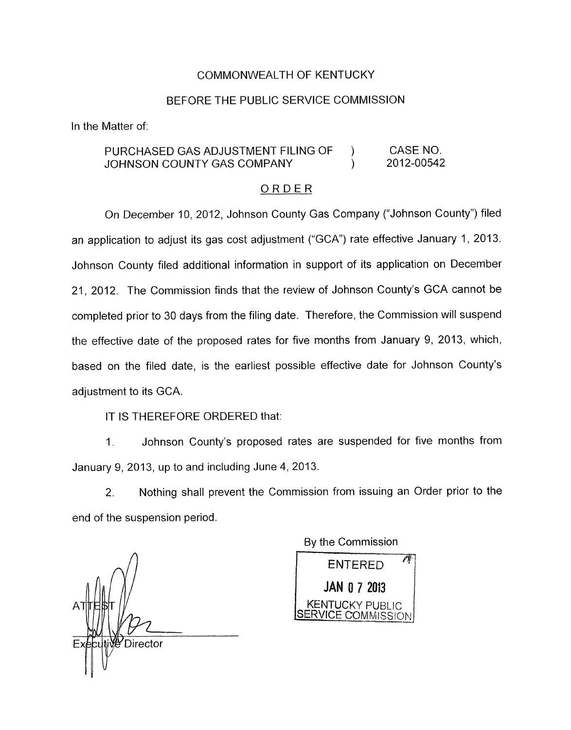COMMONWEALTH OF KENTUCKY

BEFORE THE PUBLIC SERVICE COMMISSION

In the Matter of:

| | | |
|---|---|---|
| PURCHASED GAS ADJUSTMENT FILING OF JOHNSON COUNTY GAS COMPANY | ) ) | CASE NO. 2012-00542 |

## ORDER

On December 10, 2012, Johnson County Gas Company ("Johnson County") filed an application to adjust its gas cost adjustment ("GCA") rate effective January 1, 2013. Johnson County filed additional information in support of its application on December 21, 2012. The Commission finds that the review of Johnson County's GCA cannot be completed prior to 30 days from the filing date. Therefore, the Commission will suspend the effective date of the proposed rates for five months from January 9, 2013, which, based on the filed date, is the earliest possible effective date for Johnson County's adjustment to its GCA.

IT IS THEREFORE ORDERED that:

1. Johnson County's proposed rates are suspended for five months from January 9, 2013, up to and including June 4, 2013.

2. Nothing shall prevent the Commission from issuing an Order prior to the end of the suspension period.

By the Commission

ENTERED

JAN 07 2013

KENTUCKY PUBLIC SERVICE COMMISSION

ATTEST

Executive Director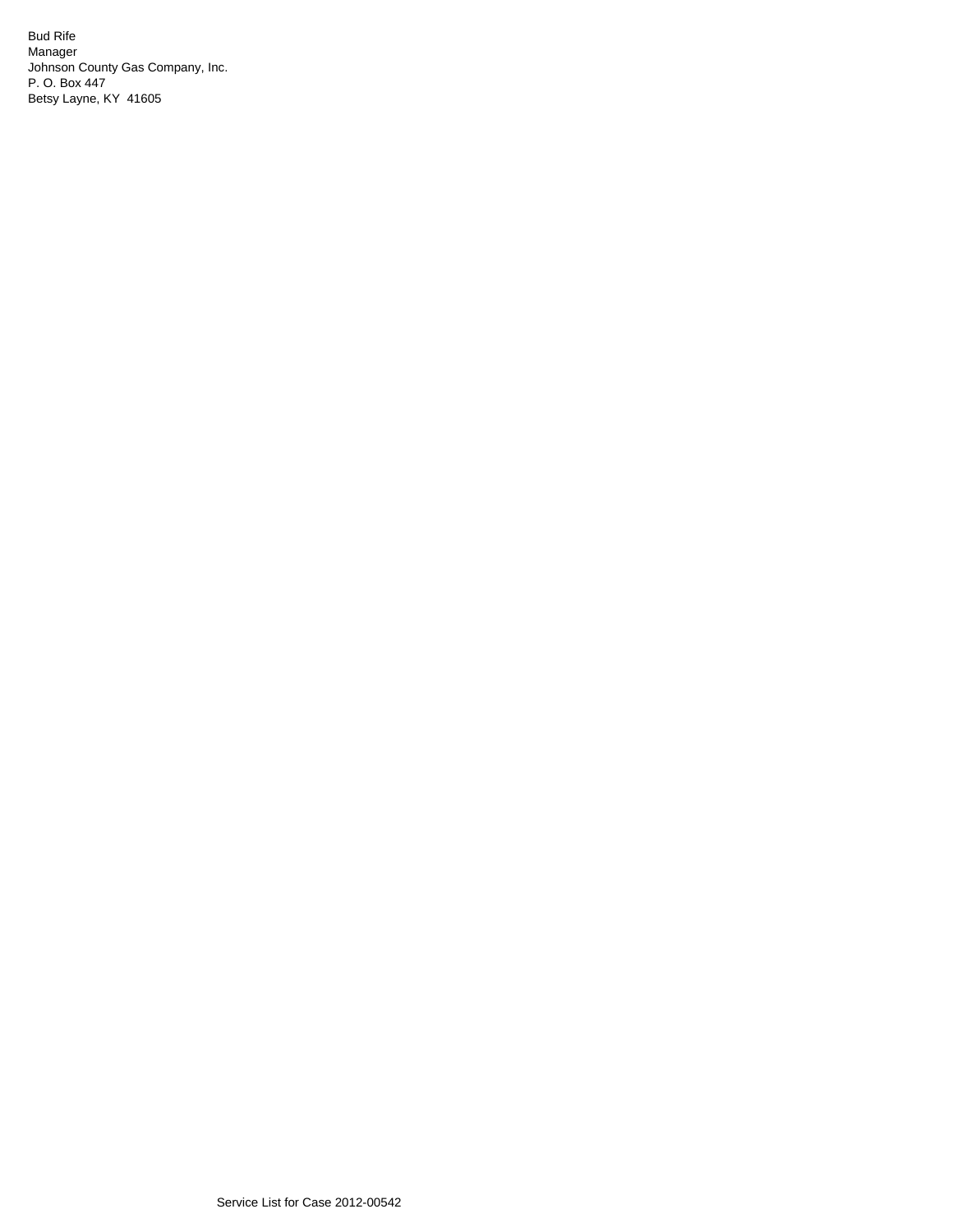Bud Rife
Manager
Johnson County Gas Company, Inc.
P. O. Box 447
Betsy Layne, KY 41605

Service List for Case 2012-00542